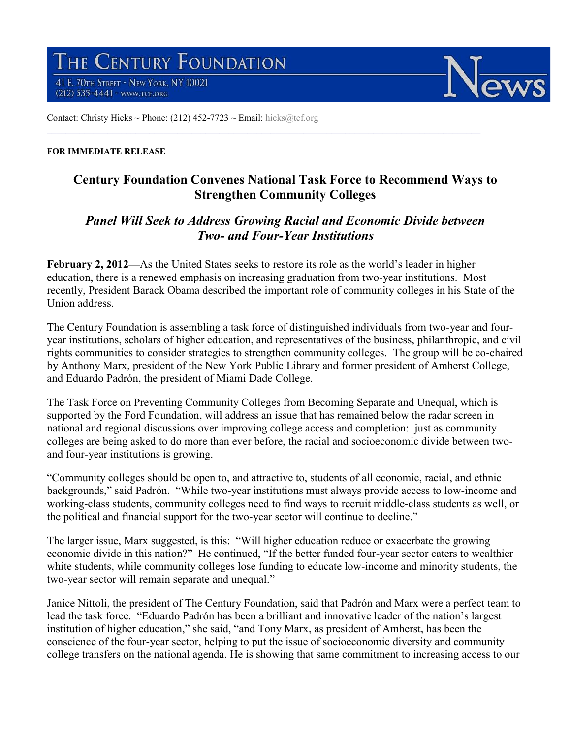# THE CENTURY FOUNDATION

41 E. 70TH STREET - NEW YORK, NY 10021
(212) 535-4441 - WWW.TCF.ORG

News

Contact: Christy Hicks ~ Phone: (212) 452-7723 ~ Email: hicks@tcf.org

**FOR IMMEDIATE RELEASE**

## Century Foundation Convenes National Task Force to Recommend Ways to Strengthen Community Colleges

### *Panel Will Seek to Address Growing Racial and Economic Divide between Two- and Four-Year Institutions*

**February 2, 2012—**As the United States seeks to restore its role as the world's leader in higher education, there is a renewed emphasis on increasing graduation from two-year institutions. Most recently, President Barack Obama described the important role of community colleges in his State of the Union address.

The Century Foundation is assembling a task force of distinguished individuals from two-year and four-year institutions, scholars of higher education, and representatives of the business, philanthropic, and civil rights communities to consider strategies to strengthen community colleges. The group will be co-chaired by Anthony Marx, president of the New York Public Library and former president of Amherst College, and Eduardo Padrón, the president of Miami Dade College.

The Task Force on Preventing Community Colleges from Becoming Separate and Unequal, which is supported by the Ford Foundation, will address an issue that has remained below the radar screen in national and regional discussions over improving college access and completion: just as community colleges are being asked to do more than ever before, the racial and socioeconomic divide between two- and four-year institutions is growing.

"Community colleges should be open to, and attractive to, students of all economic, racial, and ethnic backgrounds," said Padrón. "While two-year institutions must always provide access to low-income and working-class students, community colleges need to find ways to recruit middle-class students as well, or the political and financial support for the two-year sector will continue to decline."

The larger issue, Marx suggested, is this: "Will higher education reduce or exacerbate the growing economic divide in this nation?" He continued, "If the better funded four-year sector caters to wealthier white students, while community colleges lose funding to educate low-income and minority students, the two-year sector will remain separate and unequal."

Janice Nittoli, the president of The Century Foundation, said that Padrón and Marx were a perfect team to lead the task force. "Eduardo Padrón has been a brilliant and innovative leader of the nation's largest institution of higher education," she said, "and Tony Marx, as president of Amherst, has been the conscience of the four-year sector, helping to put the issue of socioeconomic diversity and community college transfers on the national agenda. He is showing that same commitment to increasing access to our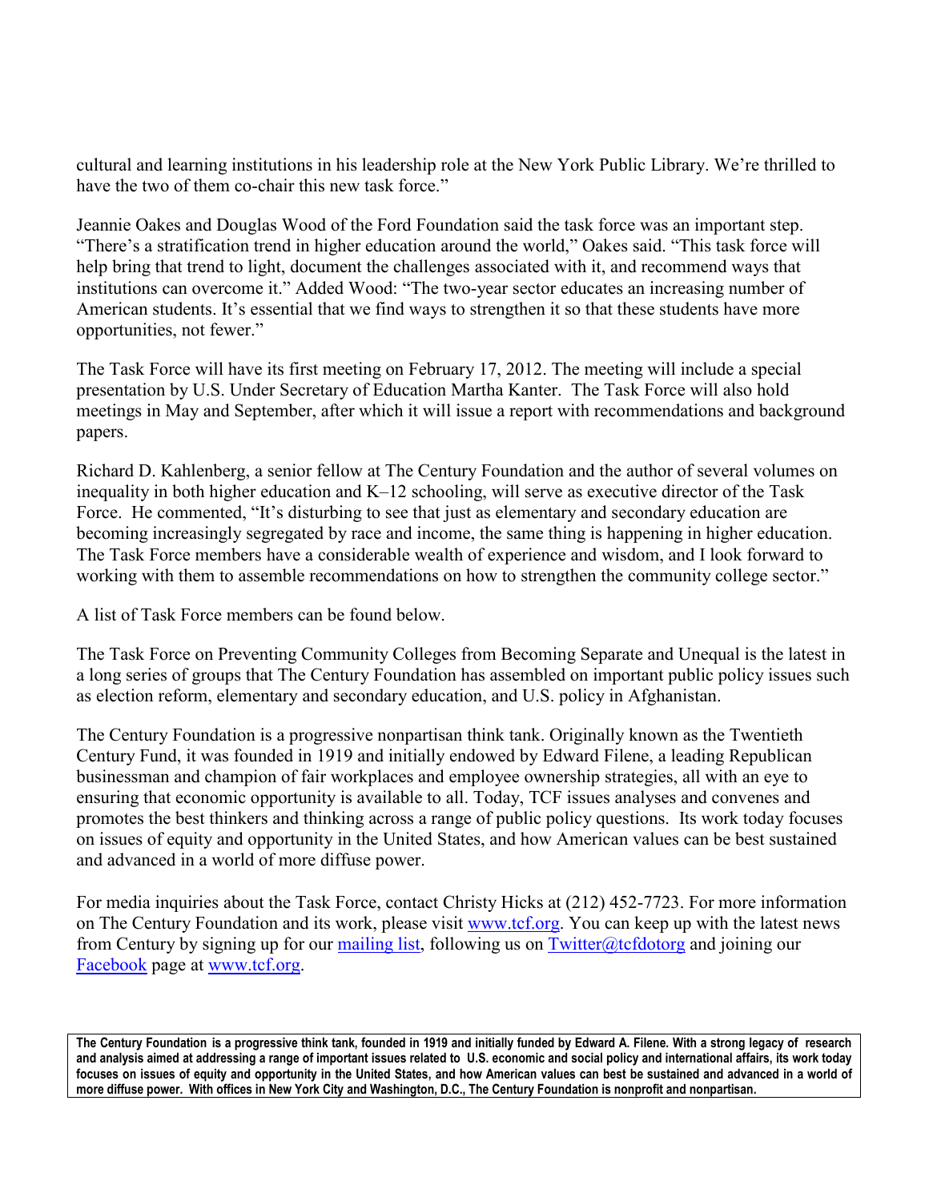cultural and learning institutions in his leadership role at the New York Public Library. We're thrilled to have the two of them co-chair this new task force."

Jeannie Oakes and Douglas Wood of the Ford Foundation said the task force was an important step. "There's a stratification trend in higher education around the world," Oakes said. "This task force will help bring that trend to light, document the challenges associated with it, and recommend ways that institutions can overcome it." Added Wood: "The two-year sector educates an increasing number of American students. It's essential that we find ways to strengthen it so that these students have more opportunities, not fewer."

The Task Force will have its first meeting on February 17, 2012. The meeting will include a special presentation by U.S. Under Secretary of Education Martha Kanter. The Task Force will also hold meetings in May and September, after which it will issue a report with recommendations and background papers.

Richard D. Kahlenberg, a senior fellow at The Century Foundation and the author of several volumes on inequality in both higher education and K–12 schooling, will serve as executive director of the Task Force. He commented, "It's disturbing to see that just as elementary and secondary education are becoming increasingly segregated by race and income, the same thing is happening in higher education. The Task Force members have a considerable wealth of experience and wisdom, and I look forward to working with them to assemble recommendations on how to strengthen the community college sector."

A list of Task Force members can be found below.

The Task Force on Preventing Community Colleges from Becoming Separate and Unequal is the latest in a long series of groups that The Century Foundation has assembled on important public policy issues such as election reform, elementary and secondary education, and U.S. policy in Afghanistan.

The Century Foundation is a progressive nonpartisan think tank. Originally known as the Twentieth Century Fund, it was founded in 1919 and initially endowed by Edward Filene, a leading Republican businessman and champion of fair workplaces and employee ownership strategies, all with an eye to ensuring that economic opportunity is available to all. Today, TCF issues analyses and convenes and promotes the best thinkers and thinking across a range of public policy questions. Its work today focuses on issues of equity and opportunity in the United States, and how American values can be best sustained and advanced in a world of more diffuse power.

For media inquiries about the Task Force, contact Christy Hicks at (212) 452-7723. For more information on The Century Foundation and its work, please visit www.tcf.org. You can keep up with the latest news from Century by signing up for our mailing list, following us on Twitter@tcfdotorg and joining our Facebook page at www.tcf.org.

**The Century Foundation is a progressive think tank, founded in 1919 and initially funded by Edward A. Filene. With a strong legacy of research and analysis aimed at addressing a range of important issues related to U.S. economic and social policy and international affairs, its work today focuses on issues of equity and opportunity in the United States, and how American values can best be sustained and advanced in a world of more diffuse power. With offices in New York City and Washington, D.C., The Century Foundation is nonprofit and nonpartisan.**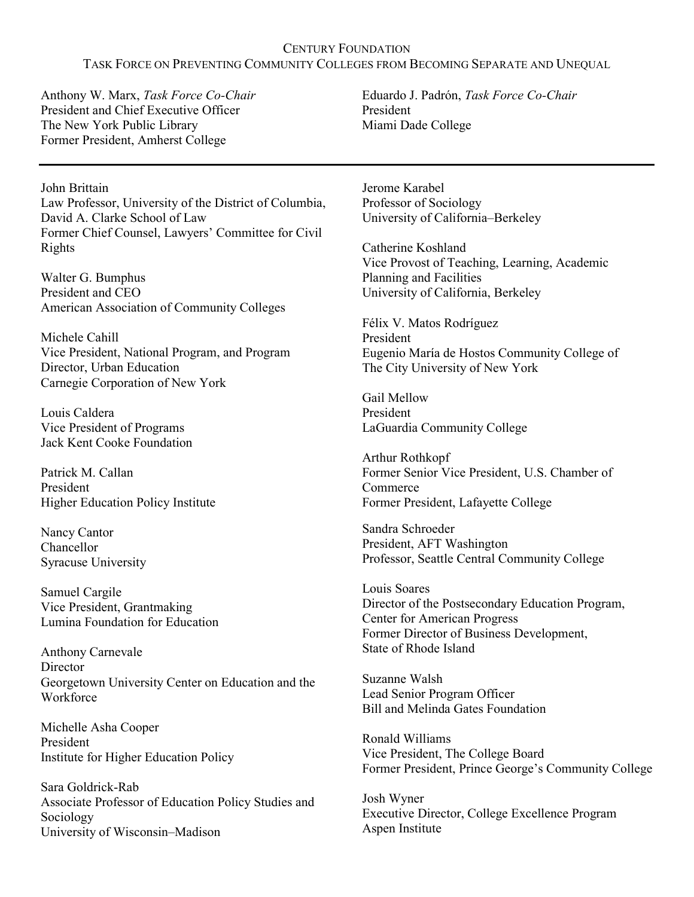# Century Foundation

## Task Force on Preventing Community Colleges from Becoming Separate and Unequal

Anthony W. Marx, *Task Force Co-Chair*
President and Chief Executive Officer
The New York Public Library
Former President, Amherst College

Eduardo J. Padrón, *Task Force Co-Chair*
President
Miami Dade College

---

John Brittain
Law Professor, University of the District of Columbia, David A. Clarke School of Law
Former Chief Counsel, Lawyers' Committee for Civil Rights

Walter G. Bumphus
President and CEO
American Association of Community Colleges

Michele Cahill
Vice President, National Program, and Program Director, Urban Education
Carnegie Corporation of New York

Louis Caldera
Vice President of Programs
Jack Kent Cooke Foundation

Patrick M. Callan
President
Higher Education Policy Institute

Nancy Cantor
Chancellor
Syracuse University

Samuel Cargile
Vice President, Grantmaking
Lumina Foundation for Education

Anthony Carnevale
Director
Georgetown University Center on Education and the Workforce

Michelle Asha Cooper
President
Institute for Higher Education Policy

Sara Goldrick-Rab
Associate Professor of Education Policy Studies and Sociology
University of Wisconsin–Madison

Jerome Karabel
Professor of Sociology
University of California–Berkeley

Catherine Koshland
Vice Provost of Teaching, Learning, Academic Planning and Facilities
University of California, Berkeley

Félix V. Matos Rodríguez
President
Eugenio María de Hostos Community College of The City University of New York

Gail Mellow
President
LaGuardia Community College

Arthur Rothkopf
Former Senior Vice President, U.S. Chamber of Commerce
Former President, Lafayette College

Sandra Schroeder
President, AFT Washington
Professor, Seattle Central Community College

Louis Soares
Director of the Postsecondary Education Program, Center for American Progress
Former Director of Business Development, State of Rhode Island

Suzanne Walsh
Lead Senior Program Officer
Bill and Melinda Gates Foundation

Ronald Williams
Vice President, The College Board
Former President, Prince George's Community College

Josh Wyner
Executive Director, College Excellence Program
Aspen Institute